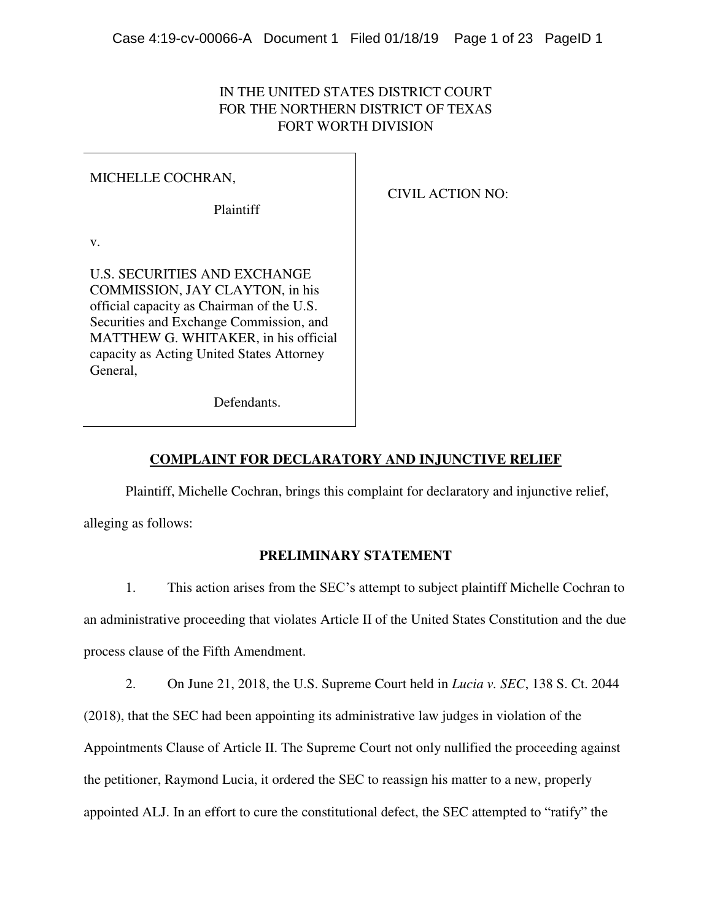IN THE UNITED STATES DISTRICT COURT
FOR THE NORTHERN DISTRICT OF TEXAS
FORT WORTH DIVISION

| | |
|---|---|
| MICHELLE COCHRAN,<br><br>Plaintiff<br><br>v.<br><br>U.S. SECURITIES AND EXCHANGE COMMISSION, JAY CLAYTON, in his official capacity as Chairman of the U.S. Securities and Exchange Commission, and MATTHEW G. WHITAKER, in his official capacity as Acting United States Attorney General,<br><br>Defendants. | CIVIL ACTION NO: |

## **COMPLAINT FOR DECLARATORY AND INJUNCTIVE RELIEF**

Plaintiff, Michelle Cochran, brings this complaint for declaratory and injunctive relief, alleging as follows:

### **PRELIMINARY STATEMENT**

1. This action arises from the SEC's attempt to subject plaintiff Michelle Cochran to an administrative proceeding that violates Article II of the United States Constitution and the due process clause of the Fifth Amendment.

2. On June 21, 2018, the U.S. Supreme Court held in *Lucia v. SEC*, 138 S. Ct. 2044 (2018), that the SEC had been appointing its administrative law judges in violation of the Appointments Clause of Article II. The Supreme Court not only nullified the proceeding against the petitioner, Raymond Lucia, it ordered the SEC to reassign his matter to a new, properly appointed ALJ. In an effort to cure the constitutional defect, the SEC attempted to "ratify" the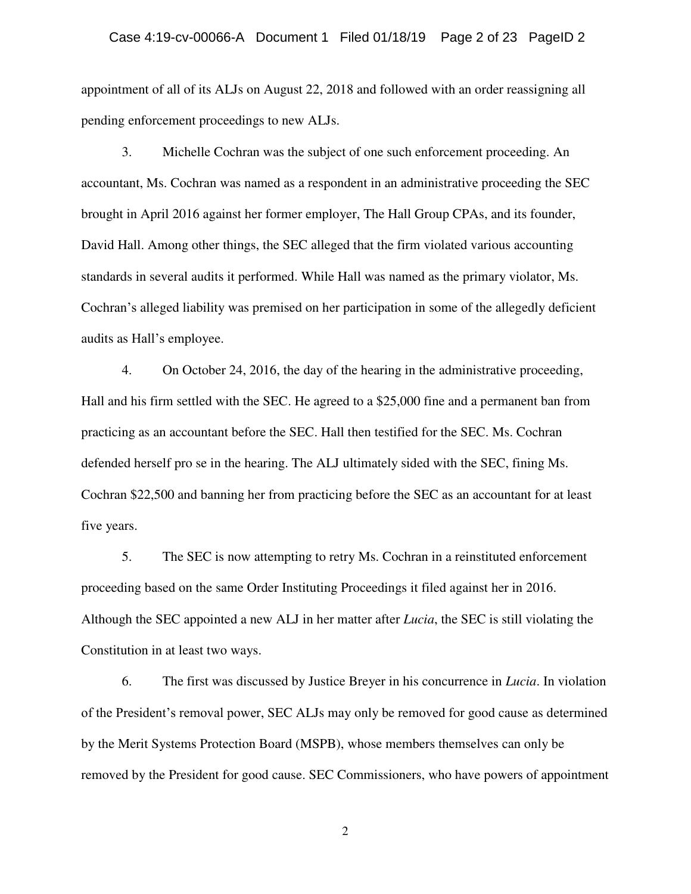appointment of all of its ALJs on August 22, 2018 and followed with an order reassigning all pending enforcement proceedings to new ALJs.

3. Michelle Cochran was the subject of one such enforcement proceeding. An accountant, Ms. Cochran was named as a respondent in an administrative proceeding the SEC brought in April 2016 against her former employer, The Hall Group CPAs, and its founder, David Hall. Among other things, the SEC alleged that the firm violated various accounting standards in several audits it performed. While Hall was named as the primary violator, Ms. Cochran's alleged liability was premised on her participation in some of the allegedly deficient audits as Hall's employee.

4. On October 24, 2016, the day of the hearing in the administrative proceeding, Hall and his firm settled with the SEC. He agreed to a $25,000 fine and a permanent ban from practicing as an accountant before the SEC. Hall then testified for the SEC. Ms. Cochran defended herself pro se in the hearing. The ALJ ultimately sided with the SEC, fining Ms. Cochran $22,500 and banning her from practicing before the SEC as an accountant for at least five years.

5. The SEC is now attempting to retry Ms. Cochran in a reinstituted enforcement proceeding based on the same Order Instituting Proceedings it filed against her in 2016. Although the SEC appointed a new ALJ in her matter after *Lucia*, the SEC is still violating the Constitution in at least two ways.

6. The first was discussed by Justice Breyer in his concurrence in *Lucia*. In violation of the President's removal power, SEC ALJs may only be removed for good cause as determined by the Merit Systems Protection Board (MSPB), whose members themselves can only be removed by the President for good cause. SEC Commissioners, who have powers of appointment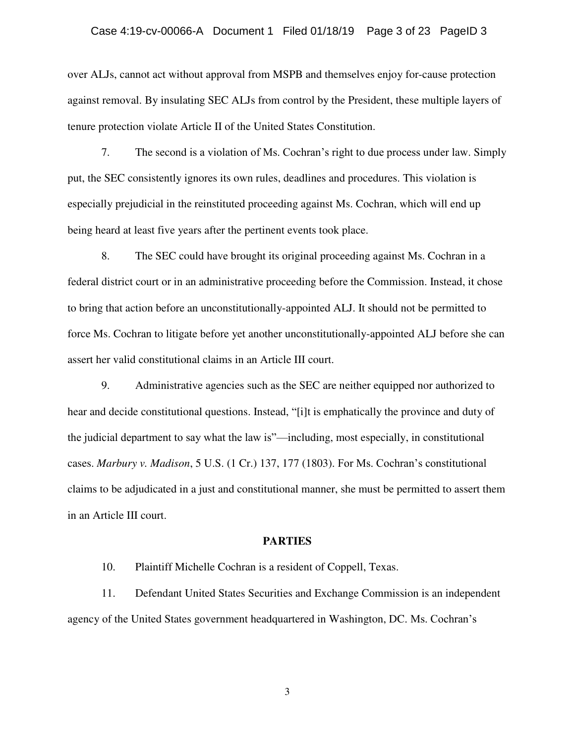over ALJs, cannot act without approval from MSPB and themselves enjoy for-cause protection against removal. By insulating SEC ALJs from control by the President, these multiple layers of tenure protection violate Article II of the United States Constitution.

7. The second is a violation of Ms. Cochran's right to due process under law. Simply put, the SEC consistently ignores its own rules, deadlines and procedures. This violation is especially prejudicial in the reinstituted proceeding against Ms. Cochran, which will end up being heard at least five years after the pertinent events took place.

8. The SEC could have brought its original proceeding against Ms. Cochran in a federal district court or in an administrative proceeding before the Commission. Instead, it chose to bring that action before an unconstitutionally-appointed ALJ. It should not be permitted to force Ms. Cochran to litigate before yet another unconstitutionally-appointed ALJ before she can assert her valid constitutional claims in an Article III court.

9. Administrative agencies such as the SEC are neither equipped nor authorized to hear and decide constitutional questions. Instead, "[i]t is emphatically the province and duty of the judicial department to say what the law is"—including, most especially, in constitutional cases. *Marbury v. Madison*, 5 U.S. (1 Cr.) 137, 177 (1803). For Ms. Cochran's constitutional claims to be adjudicated in a just and constitutional manner, she must be permitted to assert them in an Article III court.

## PARTIES

10. Plaintiff Michelle Cochran is a resident of Coppell, Texas.

11. Defendant United States Securities and Exchange Commission is an independent agency of the United States government headquartered in Washington, DC. Ms. Cochran's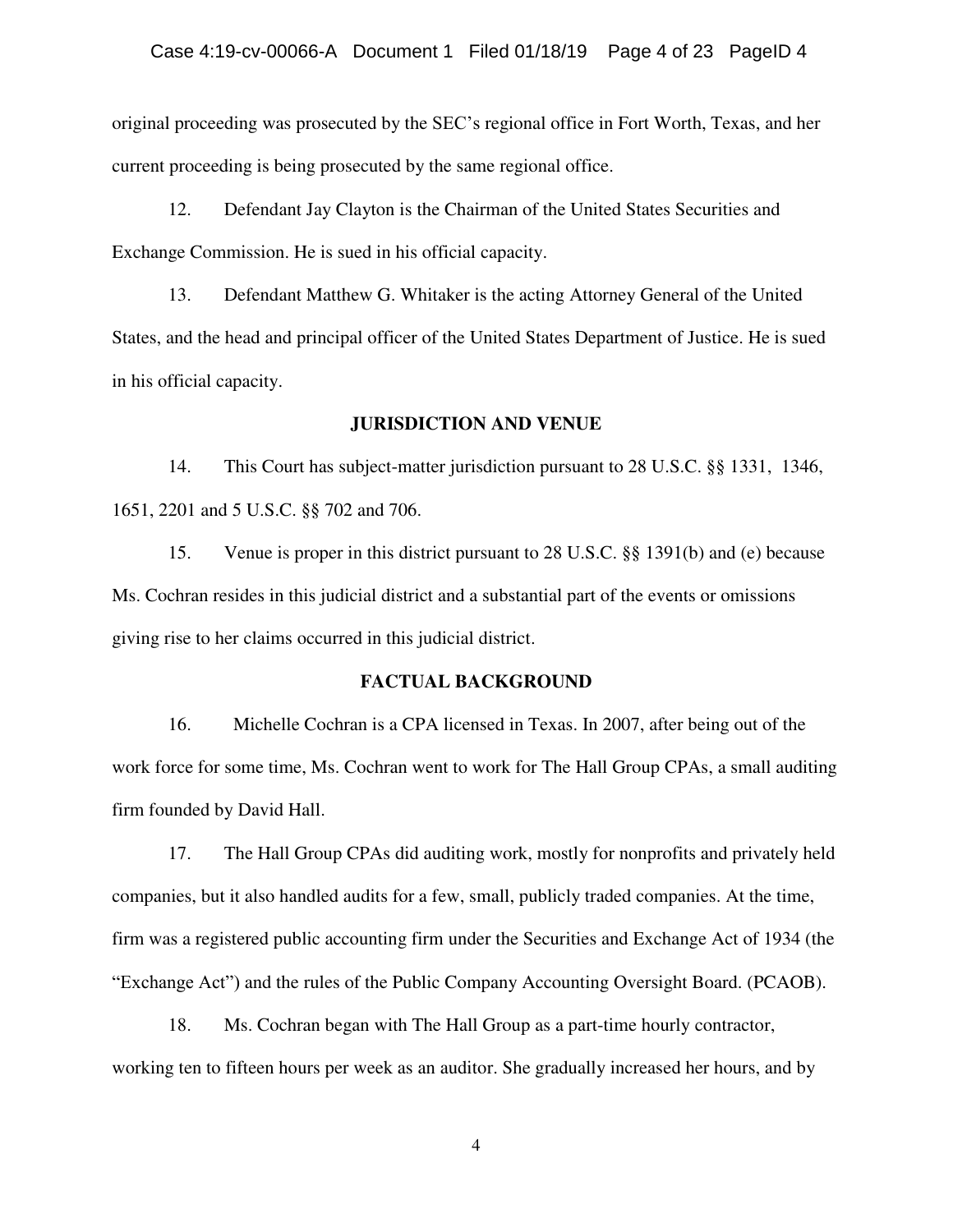original proceeding was prosecuted by the SEC's regional office in Fort Worth, Texas, and her current proceeding is being prosecuted by the same regional office.

12. Defendant Jay Clayton is the Chairman of the United States Securities and Exchange Commission. He is sued in his official capacity.

13. Defendant Matthew G. Whitaker is the acting Attorney General of the United States, and the head and principal officer of the United States Department of Justice. He is sued in his official capacity.

## JURISDICTION AND VENUE

14. This Court has subject-matter jurisdiction pursuant to 28 U.S.C. §§ 1331, 1346, 1651, 2201 and 5 U.S.C. §§ 702 and 706.

15. Venue is proper in this district pursuant to 28 U.S.C. §§ 1391(b) and (e) because Ms. Cochran resides in this judicial district and a substantial part of the events or omissions giving rise to her claims occurred in this judicial district.

## FACTUAL BACKGROUND

16. Michelle Cochran is a CPA licensed in Texas. In 2007, after being out of the work force for some time, Ms. Cochran went to work for The Hall Group CPAs, a small auditing firm founded by David Hall.

17. The Hall Group CPAs did auditing work, mostly for nonprofits and privately held companies, but it also handled audits for a few, small, publicly traded companies. At the time, firm was a registered public accounting firm under the Securities and Exchange Act of 1934 (the "Exchange Act") and the rules of the Public Company Accounting Oversight Board. (PCAOB).

18. Ms. Cochran began with The Hall Group as a part-time hourly contractor, working ten to fifteen hours per week as an auditor. She gradually increased her hours, and by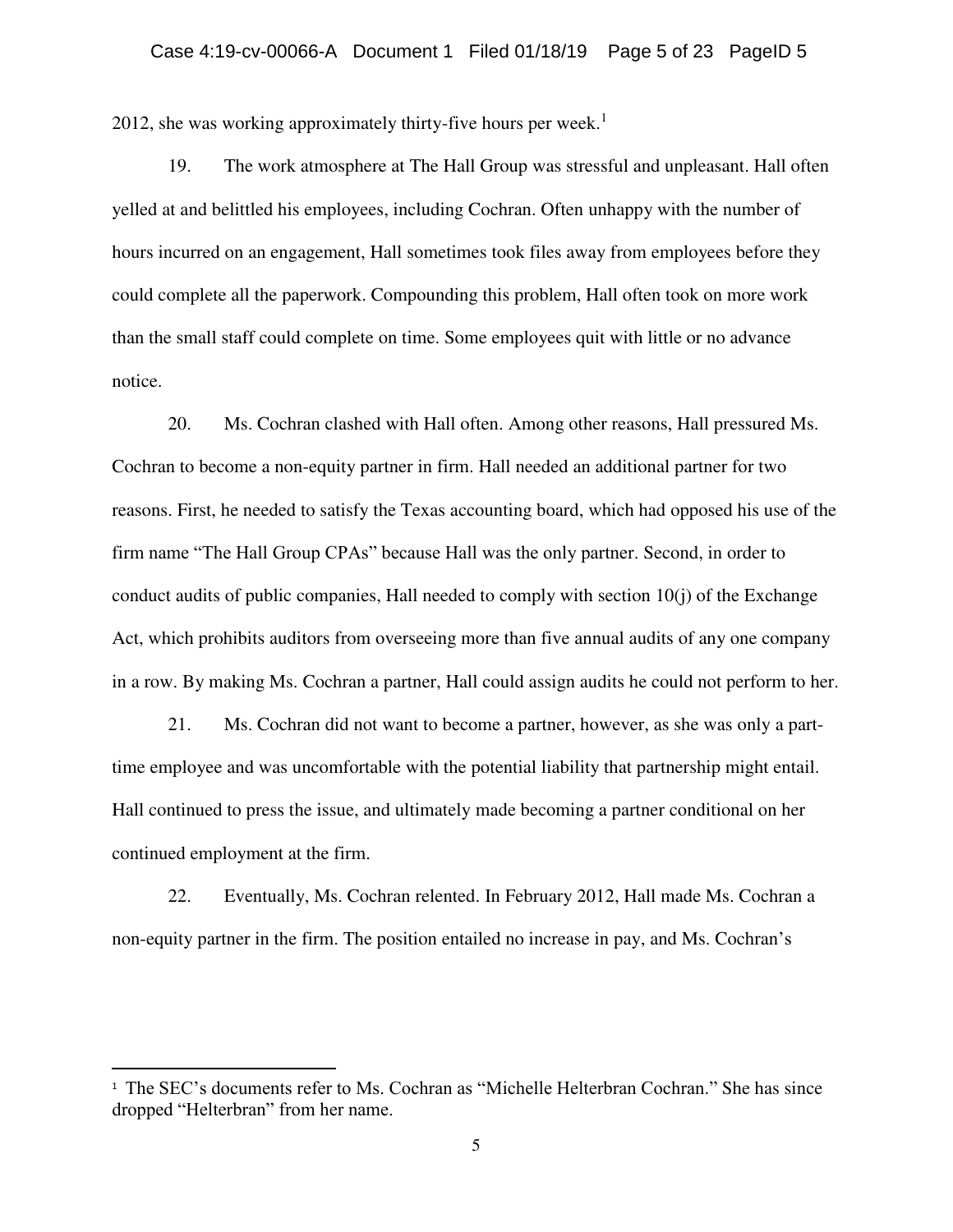2012, she was working approximately thirty-five hours per week.[1]

19. The work atmosphere at The Hall Group was stressful and unpleasant. Hall often yelled at and belittled his employees, including Cochran. Often unhappy with the number of hours incurred on an engagement, Hall sometimes took files away from employees before they could complete all the paperwork. Compounding this problem, Hall often took on more work than the small staff could complete on time. Some employees quit with little or no advance notice.

20. Ms. Cochran clashed with Hall often. Among other reasons, Hall pressured Ms. Cochran to become a non-equity partner in firm. Hall needed an additional partner for two reasons. First, he needed to satisfy the Texas accounting board, which had opposed his use of the firm name "The Hall Group CPAs" because Hall was the only partner. Second, in order to conduct audits of public companies, Hall needed to comply with section 10(j) of the Exchange Act, which prohibits auditors from overseeing more than five annual audits of any one company in a row. By making Ms. Cochran a partner, Hall could assign audits he could not perform to her.

21. Ms. Cochran did not want to become a partner, however, as she was only a part-time employee and was uncomfortable with the potential liability that partnership might entail. Hall continued to press the issue, and ultimately made becoming a partner conditional on her continued employment at the firm.

22. Eventually, Ms. Cochran relented. In February 2012, Hall made Ms. Cochran a non-equity partner in the firm. The position entailed no increase in pay, and Ms. Cochran's

---

[1] The SEC's documents refer to Ms. Cochran as "Michelle Helterbran Cochran." She has since dropped "Helterbran" from her name.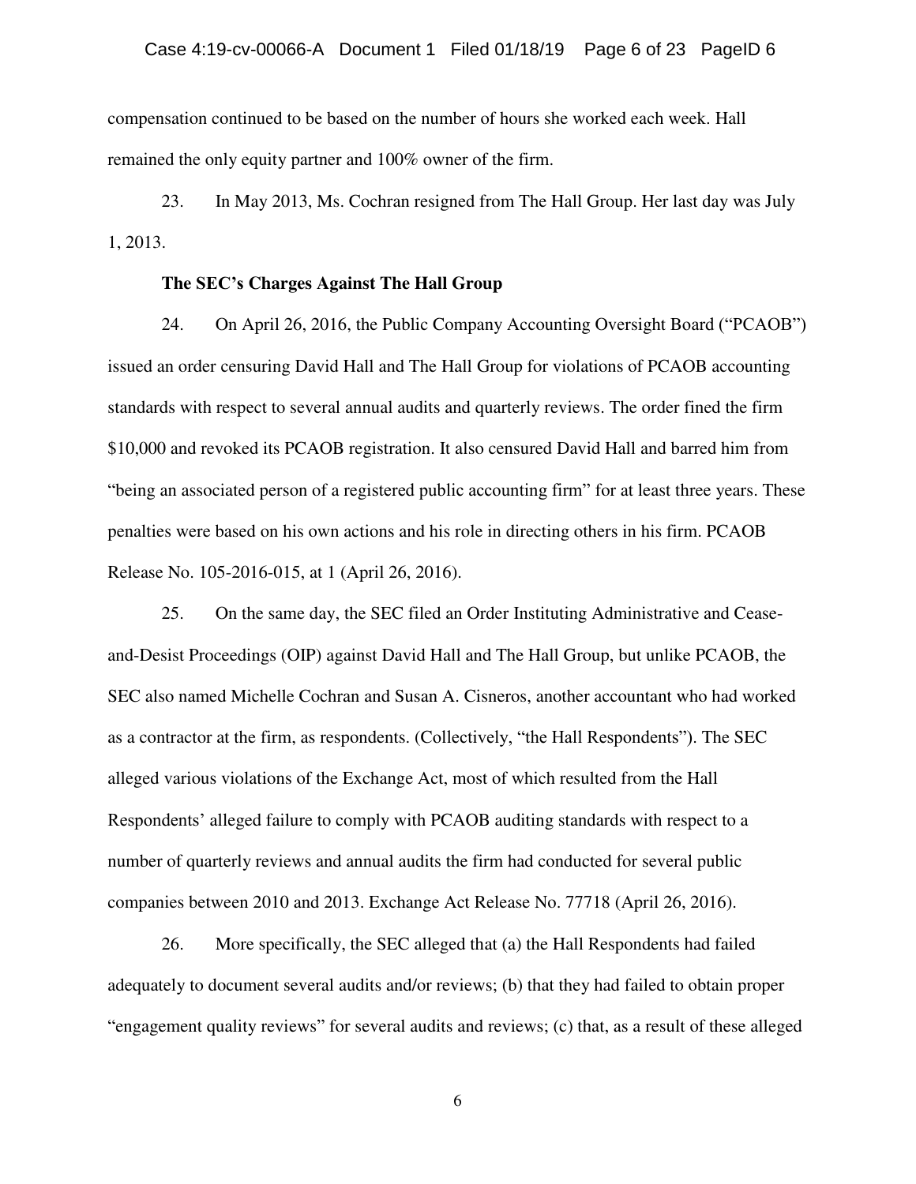compensation continued to be based on the number of hours she worked each week. Hall remained the only equity partner and 100% owner of the firm.

23. In May 2013, Ms. Cochran resigned from The Hall Group. Her last day was July 1, 2013.

**The SEC's Charges Against The Hall Group**

24. On April 26, 2016, the Public Company Accounting Oversight Board ("PCAOB") issued an order censuring David Hall and The Hall Group for violations of PCAOB accounting standards with respect to several annual audits and quarterly reviews. The order fined the firm $10,000 and revoked its PCAOB registration. It also censured David Hall and barred him from "being an associated person of a registered public accounting firm" for at least three years. These penalties were based on his own actions and his role in directing others in his firm. PCAOB Release No. 105-2016-015, at 1 (April 26, 2016).

25. On the same day, the SEC filed an Order Instituting Administrative and Cease-and-Desist Proceedings (OIP) against David Hall and The Hall Group, but unlike PCAOB, the SEC also named Michelle Cochran and Susan A. Cisneros, another accountant who had worked as a contractor at the firm, as respondents. (Collectively, "the Hall Respondents"). The SEC alleged various violations of the Exchange Act, most of which resulted from the Hall Respondents' alleged failure to comply with PCAOB auditing standards with respect to a number of quarterly reviews and annual audits the firm had conducted for several public companies between 2010 and 2013. Exchange Act Release No. 77718 (April 26, 2016).

26. More specifically, the SEC alleged that (a) the Hall Respondents had failed adequately to document several audits and/or reviews; (b) that they had failed to obtain proper "engagement quality reviews" for several audits and reviews; (c) that, as a result of these alleged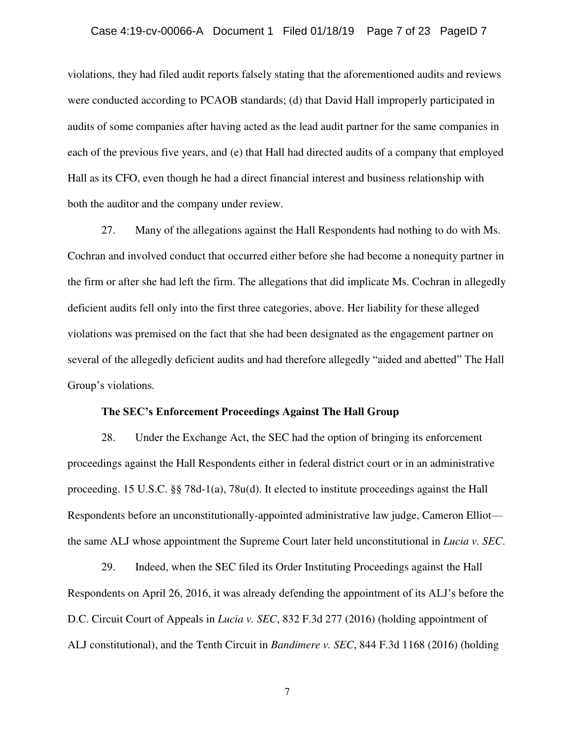violations, they had filed audit reports falsely stating that the aforementioned audits and reviews were conducted according to PCAOB standards; (d) that David Hall improperly participated in audits of some companies after having acted as the lead audit partner for the same companies in each of the previous five years, and (e) that Hall had directed audits of a company that employed Hall as its CFO, even though he had a direct financial interest and business relationship with both the auditor and the company under review.

27. Many of the allegations against the Hall Respondents had nothing to do with Ms. Cochran and involved conduct that occurred either before she had become a nonequity partner in the firm or after she had left the firm. The allegations that did implicate Ms. Cochran in allegedly deficient audits fell only into the first three categories, above. Her liability for these alleged violations was premised on the fact that she had been designated as the engagement partner on several of the allegedly deficient audits and had therefore allegedly "aided and abetted" The Hall Group's violations.

**The SEC's Enforcement Proceedings Against The Hall Group**

28. Under the Exchange Act, the SEC had the option of bringing its enforcement proceedings against the Hall Respondents either in federal district court or in an administrative proceeding. 15 U.S.C. §§ 78d-1(a), 78u(d). It elected to institute proceedings against the Hall Respondents before an unconstitutionally-appointed administrative law judge, Cameron Elliot—the same ALJ whose appointment the Supreme Court later held unconstitutional in *Lucia v. SEC*.

29. Indeed, when the SEC filed its Order Instituting Proceedings against the Hall Respondents on April 26, 2016, it was already defending the appointment of its ALJ's before the D.C. Circuit Court of Appeals in *Lucia v. SEC*, 832 F.3d 277 (2016) (holding appointment of ALJ constitutional), and the Tenth Circuit in *Bandimere v. SEC*, 844 F.3d 1168 (2016) (holding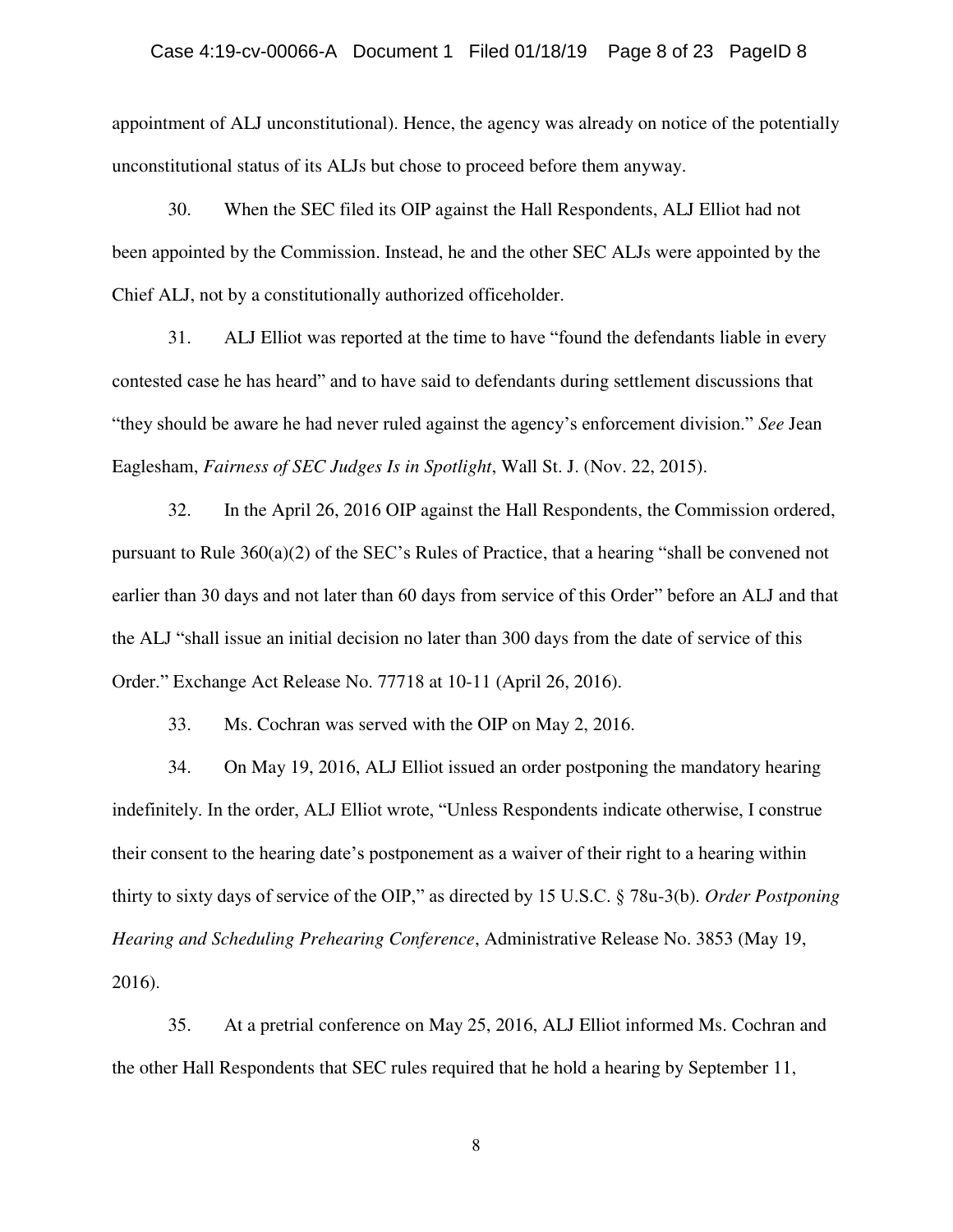appointment of ALJ unconstitutional). Hence, the agency was already on notice of the potentially unconstitutional status of its ALJs but chose to proceed before them anyway.

30. When the SEC filed its OIP against the Hall Respondents, ALJ Elliot had not been appointed by the Commission. Instead, he and the other SEC ALJs were appointed by the Chief ALJ, not by a constitutionally authorized officeholder.

31. ALJ Elliot was reported at the time to have "found the defendants liable in every contested case he has heard" and to have said to defendants during settlement discussions that "they should be aware he had never ruled against the agency's enforcement division." *See* Jean Eaglesham, *Fairness of SEC Judges Is in Spotlight*, Wall St. J. (Nov. 22, 2015).

32. In the April 26, 2016 OIP against the Hall Respondents, the Commission ordered, pursuant to Rule 360(a)(2) of the SEC's Rules of Practice, that a hearing "shall be convened not earlier than 30 days and not later than 60 days from service of this Order" before an ALJ and that the ALJ "shall issue an initial decision no later than 300 days from the date of service of this Order." Exchange Act Release No. 77718 at 10-11 (April 26, 2016).

33. Ms. Cochran was served with the OIP on May 2, 2016.

34. On May 19, 2016, ALJ Elliot issued an order postponing the mandatory hearing indefinitely. In the order, ALJ Elliot wrote, "Unless Respondents indicate otherwise, I construe their consent to the hearing date's postponement as a waiver of their right to a hearing within thirty to sixty days of service of the OIP," as directed by 15 U.S.C. § 78u-3(b). *Order Postponing Hearing and Scheduling Prehearing Conference*, Administrative Release No. 3853 (May 19, 2016).

35. At a pretrial conference on May 25, 2016, ALJ Elliot informed Ms. Cochran and the other Hall Respondents that SEC rules required that he hold a hearing by September 11,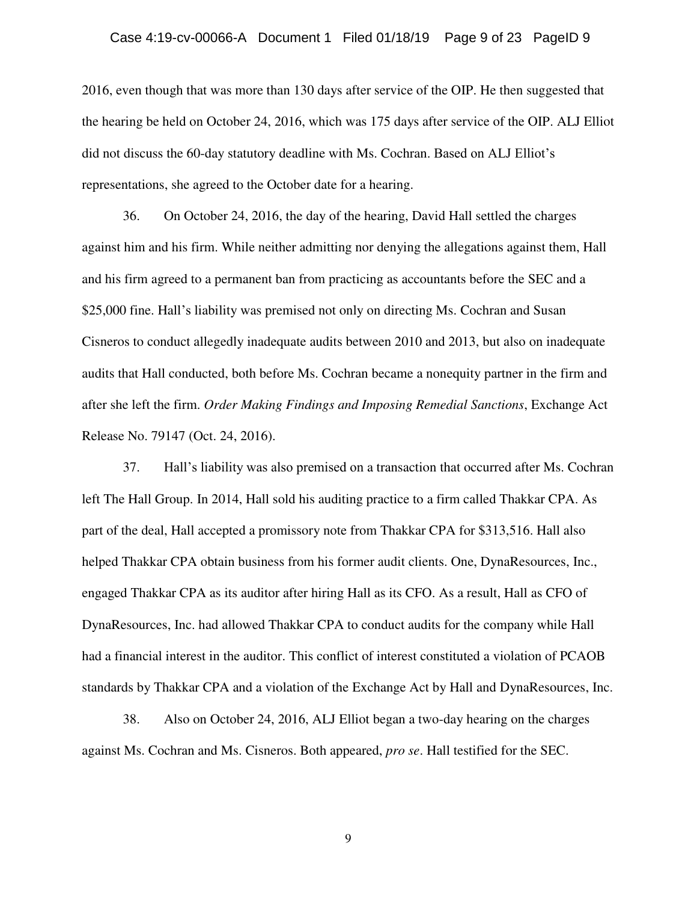2016, even though that was more than 130 days after service of the OIP. He then suggested that the hearing be held on October 24, 2016, which was 175 days after service of the OIP. ALJ Elliot did not discuss the 60-day statutory deadline with Ms. Cochran. Based on ALJ Elliot's representations, she agreed to the October date for a hearing.

36. On October 24, 2016, the day of the hearing, David Hall settled the charges against him and his firm. While neither admitting nor denying the allegations against them, Hall and his firm agreed to a permanent ban from practicing as accountants before the SEC and a $25,000 fine. Hall's liability was premised not only on directing Ms. Cochran and Susan Cisneros to conduct allegedly inadequate audits between 2010 and 2013, but also on inadequate audits that Hall conducted, both before Ms. Cochran became a nonequity partner in the firm and after she left the firm. *Order Making Findings and Imposing Remedial Sanctions*, Exchange Act Release No. 79147 (Oct. 24, 2016).

37. Hall's liability was also premised on a transaction that occurred after Ms. Cochran left The Hall Group. In 2014, Hall sold his auditing practice to a firm called Thakkar CPA. As part of the deal, Hall accepted a promissory note from Thakkar CPA for $313,516. Hall also helped Thakkar CPA obtain business from his former audit clients. One, DynaResources, Inc., engaged Thakkar CPA as its auditor after hiring Hall as its CFO. As a result, Hall as CFO of DynaResources, Inc. had allowed Thakkar CPA to conduct audits for the company while Hall had a financial interest in the auditor. This conflict of interest constituted a violation of PCAOB standards by Thakkar CPA and a violation of the Exchange Act by Hall and DynaResources, Inc.

38. Also on October 24, 2016, ALJ Elliot began a two-day hearing on the charges against Ms. Cochran and Ms. Cisneros. Both appeared, *pro se*. Hall testified for the SEC.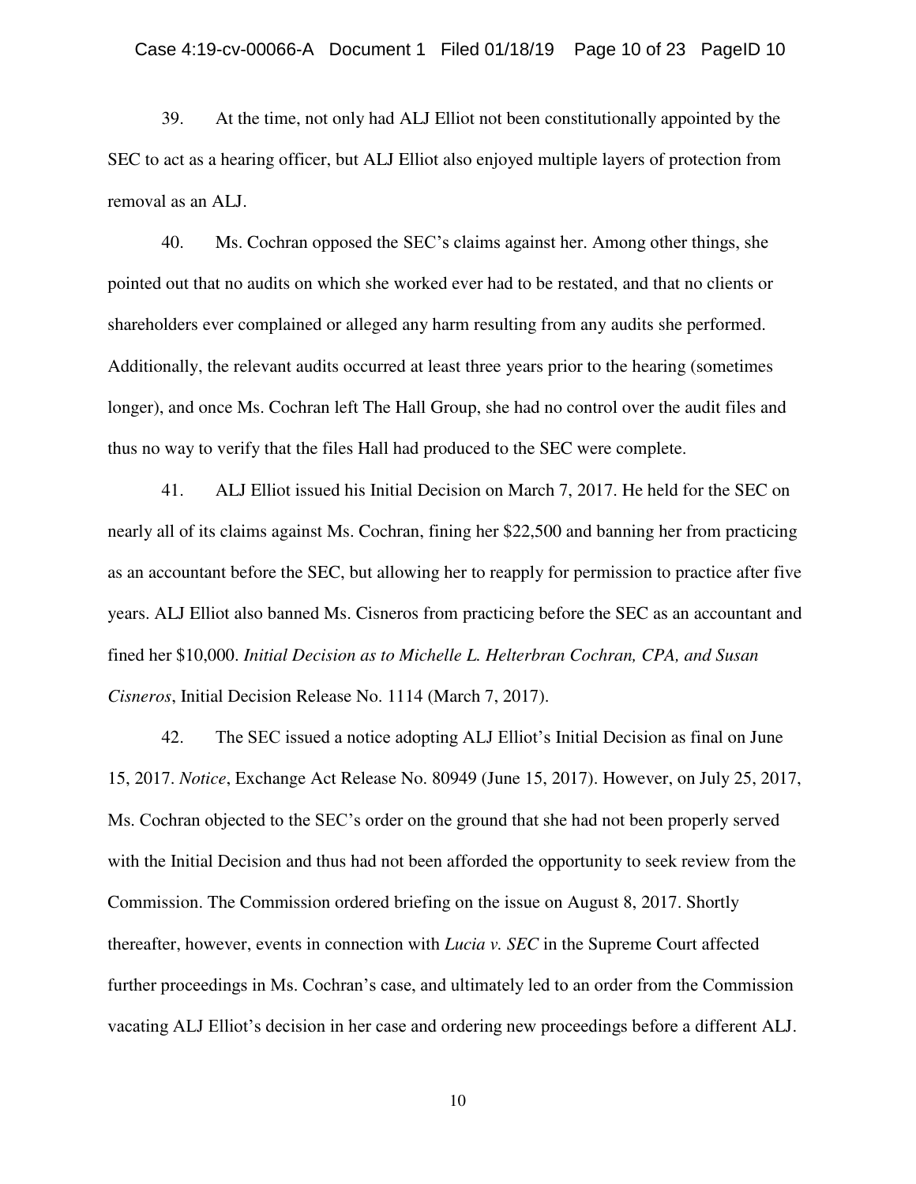39. At the time, not only had ALJ Elliot not been constitutionally appointed by the SEC to act as a hearing officer, but ALJ Elliot also enjoyed multiple layers of protection from removal as an ALJ.

40. Ms. Cochran opposed the SEC's claims against her. Among other things, she pointed out that no audits on which she worked ever had to be restated, and that no clients or shareholders ever complained or alleged any harm resulting from any audits she performed. Additionally, the relevant audits occurred at least three years prior to the hearing (sometimes longer), and once Ms. Cochran left The Hall Group, she had no control over the audit files and thus no way to verify that the files Hall had produced to the SEC were complete.

41. ALJ Elliot issued his Initial Decision on March 7, 2017. He held for the SEC on nearly all of its claims against Ms. Cochran, fining her $22,500 and banning her from practicing as an accountant before the SEC, but allowing her to reapply for permission to practice after five years. ALJ Elliot also banned Ms. Cisneros from practicing before the SEC as an accountant and fined her $10,000. *Initial Decision as to Michelle L. Helterbran Cochran, CPA, and Susan Cisneros*, Initial Decision Release No. 1114 (March 7, 2017).

42. The SEC issued a notice adopting ALJ Elliot's Initial Decision as final on June 15, 2017. *Notice*, Exchange Act Release No. 80949 (June 15, 2017). However, on July 25, 2017, Ms. Cochran objected to the SEC's order on the ground that she had not been properly served with the Initial Decision and thus had not been afforded the opportunity to seek review from the Commission. The Commission ordered briefing on the issue on August 8, 2017. Shortly thereafter, however, events in connection with *Lucia v. SEC* in the Supreme Court affected further proceedings in Ms. Cochran's case, and ultimately led to an order from the Commission vacating ALJ Elliot's decision in her case and ordering new proceedings before a different ALJ.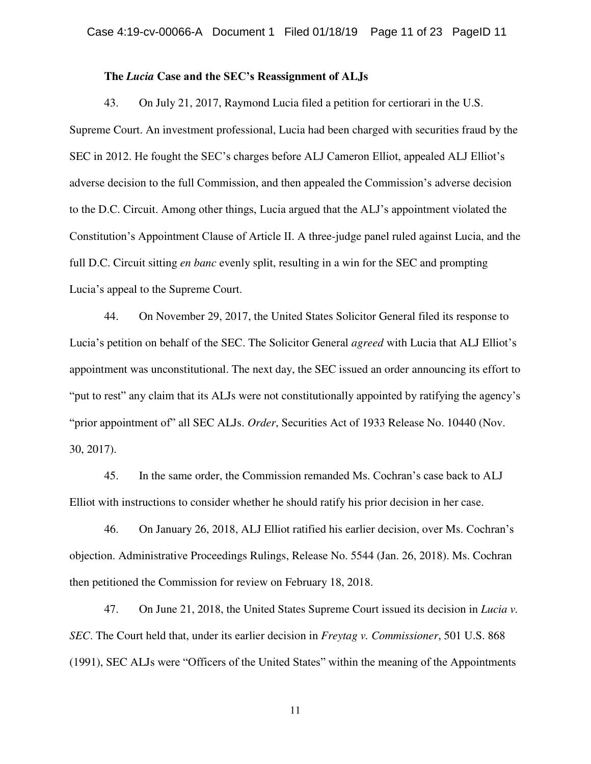**The *Lucia* Case and the SEC's Reassignment of ALJs**

43. On July 21, 2017, Raymond Lucia filed a petition for certiorari in the U.S. Supreme Court. An investment professional, Lucia had been charged with securities fraud by the SEC in 2012. He fought the SEC's charges before ALJ Cameron Elliot, appealed ALJ Elliot's adverse decision to the full Commission, and then appealed the Commission's adverse decision to the D.C. Circuit. Among other things, Lucia argued that the ALJ's appointment violated the Constitution's Appointment Clause of Article II. A three-judge panel ruled against Lucia, and the full D.C. Circuit sitting *en banc* evenly split, resulting in a win for the SEC and prompting Lucia's appeal to the Supreme Court.

44. On November 29, 2017, the United States Solicitor General filed its response to Lucia's petition on behalf of the SEC. The Solicitor General *agreed* with Lucia that ALJ Elliot's appointment was unconstitutional. The next day, the SEC issued an order announcing its effort to "put to rest" any claim that its ALJs were not constitutionally appointed by ratifying the agency's "prior appointment of" all SEC ALJs. *Order*, Securities Act of 1933 Release No. 10440 (Nov. 30, 2017).

45. In the same order, the Commission remanded Ms. Cochran's case back to ALJ Elliot with instructions to consider whether he should ratify his prior decision in her case.

46. On January 26, 2018, ALJ Elliot ratified his earlier decision, over Ms. Cochran's objection. Administrative Proceedings Rulings, Release No. 5544 (Jan. 26, 2018). Ms. Cochran then petitioned the Commission for review on February 18, 2018.

47. On June 21, 2018, the United States Supreme Court issued its decision in *Lucia v. SEC*. The Court held that, under its earlier decision in *Freytag v. Commissioner*, 501 U.S. 868 (1991), SEC ALJs were "Officers of the United States" within the meaning of the Appointments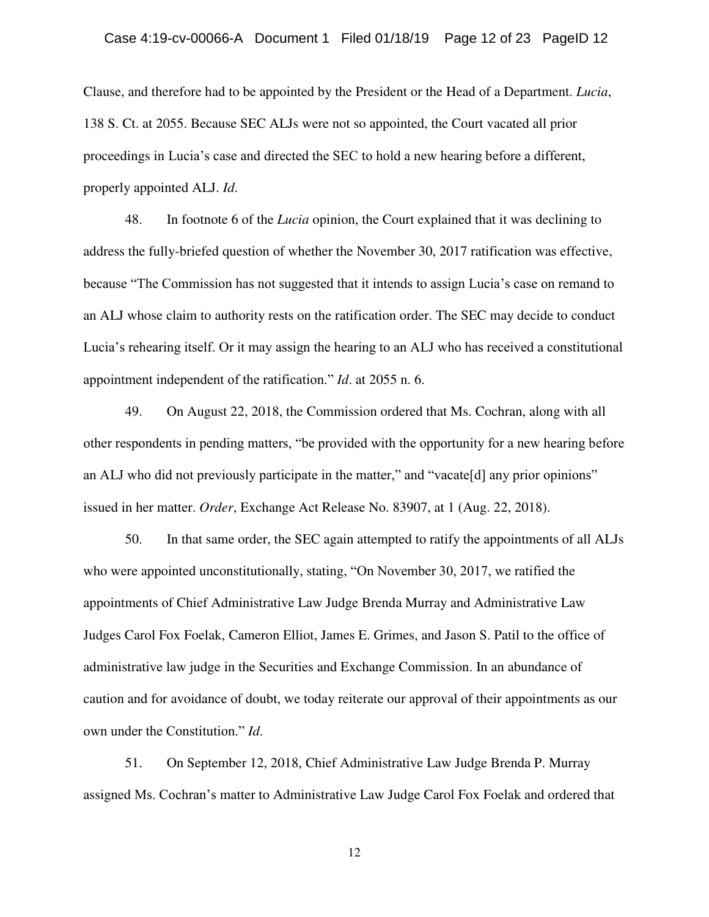Clause, and therefore had to be appointed by the President or the Head of a Department. *Lucia*, 138 S. Ct. at 2055. Because SEC ALJs were not so appointed, the Court vacated all prior proceedings in Lucia's case and directed the SEC to hold a new hearing before a different, properly appointed ALJ. *Id*.

48. In footnote 6 of the *Lucia* opinion, the Court explained that it was declining to address the fully-briefed question of whether the November 30, 2017 ratification was effective, because "The Commission has not suggested that it intends to assign Lucia's case on remand to an ALJ whose claim to authority rests on the ratification order. The SEC may decide to conduct Lucia's rehearing itself. Or it may assign the hearing to an ALJ who has received a constitutional appointment independent of the ratification." *Id*. at 2055 n. 6.

49. On August 22, 2018, the Commission ordered that Ms. Cochran, along with all other respondents in pending matters, "be provided with the opportunity for a new hearing before an ALJ who did not previously participate in the matter," and "vacate[d] any prior opinions" issued in her matter. *Order*, Exchange Act Release No. 83907, at 1 (Aug. 22, 2018).

50. In that same order, the SEC again attempted to ratify the appointments of all ALJs who were appointed unconstitutionally, stating, "On November 30, 2017, we ratified the appointments of Chief Administrative Law Judge Brenda Murray and Administrative Law Judges Carol Fox Foelak, Cameron Elliot, James E. Grimes, and Jason S. Patil to the office of administrative law judge in the Securities and Exchange Commission. In an abundance of caution and for avoidance of doubt, we today reiterate our approval of their appointments as our own under the Constitution." *Id*.

51. On September 12, 2018, Chief Administrative Law Judge Brenda P. Murray assigned Ms. Cochran's matter to Administrative Law Judge Carol Fox Foelak and ordered that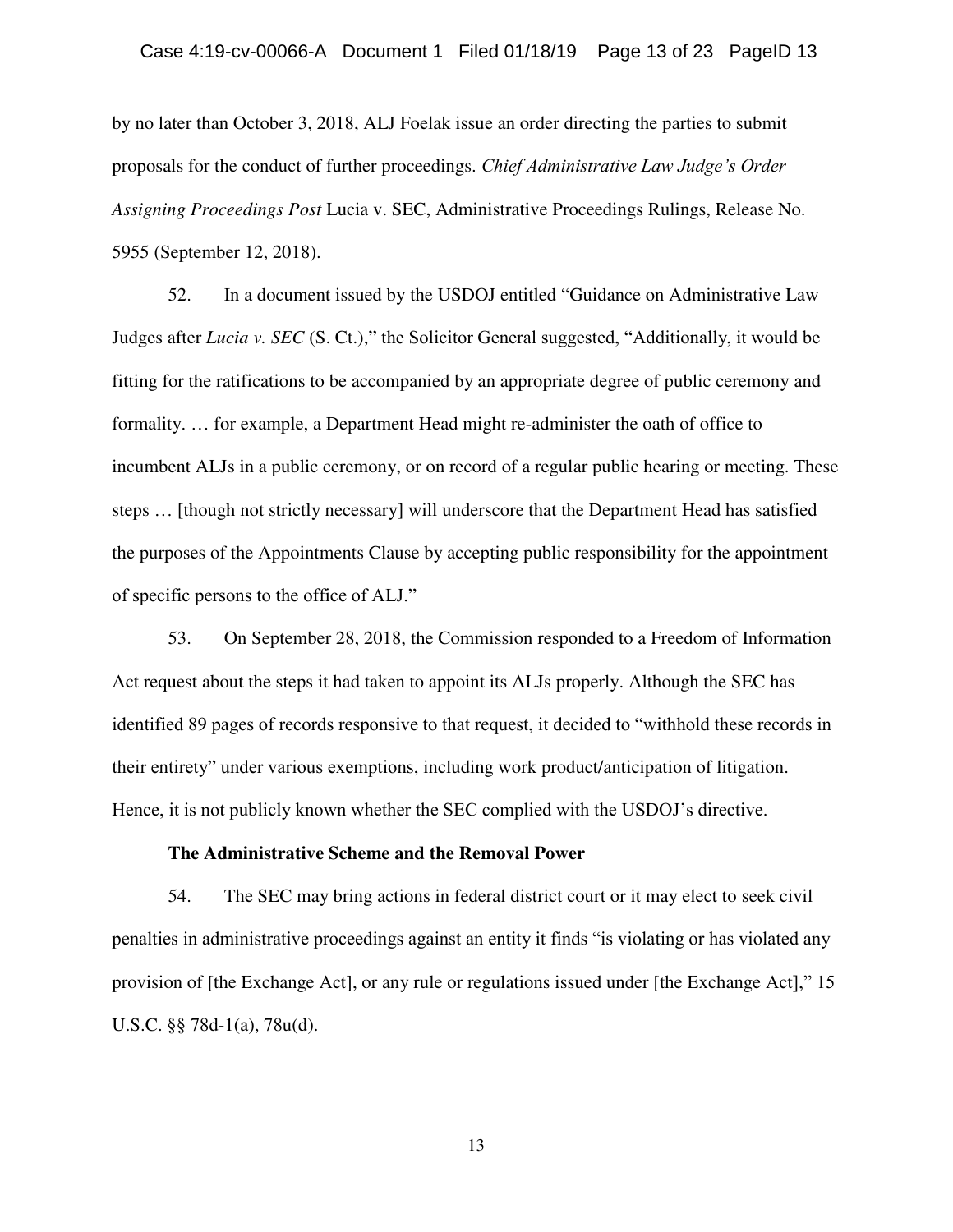by no later than October 3, 2018, ALJ Foelak issue an order directing the parties to submit proposals for the conduct of further proceedings. *Chief Administrative Law Judge's Order Assigning Proceedings Post* Lucia v. SEC, Administrative Proceedings Rulings, Release No. 5955 (September 12, 2018).

52. In a document issued by the USDOJ entitled "Guidance on Administrative Law Judges after *Lucia v. SEC* (S. Ct.)," the Solicitor General suggested, "Additionally, it would be fitting for the ratifications to be accompanied by an appropriate degree of public ceremony and formality. … for example, a Department Head might re-administer the oath of office to incumbent ALJs in a public ceremony, or on record of a regular public hearing or meeting. These steps … [though not strictly necessary] will underscore that the Department Head has satisfied the purposes of the Appointments Clause by accepting public responsibility for the appointment of specific persons to the office of ALJ."

53. On September 28, 2018, the Commission responded to a Freedom of Information Act request about the steps it had taken to appoint its ALJs properly. Although the SEC has identified 89 pages of records responsive to that request, it decided to "withhold these records in their entirety" under various exemptions, including work product/anticipation of litigation. Hence, it is not publicly known whether the SEC complied with the USDOJ's directive.

**The Administrative Scheme and the Removal Power**

54. The SEC may bring actions in federal district court or it may elect to seek civil penalties in administrative proceedings against an entity it finds "is violating or has violated any provision of [the Exchange Act], or any rule or regulations issued under [the Exchange Act]," 15 U.S.C. §§ 78d-1(a), 78u(d).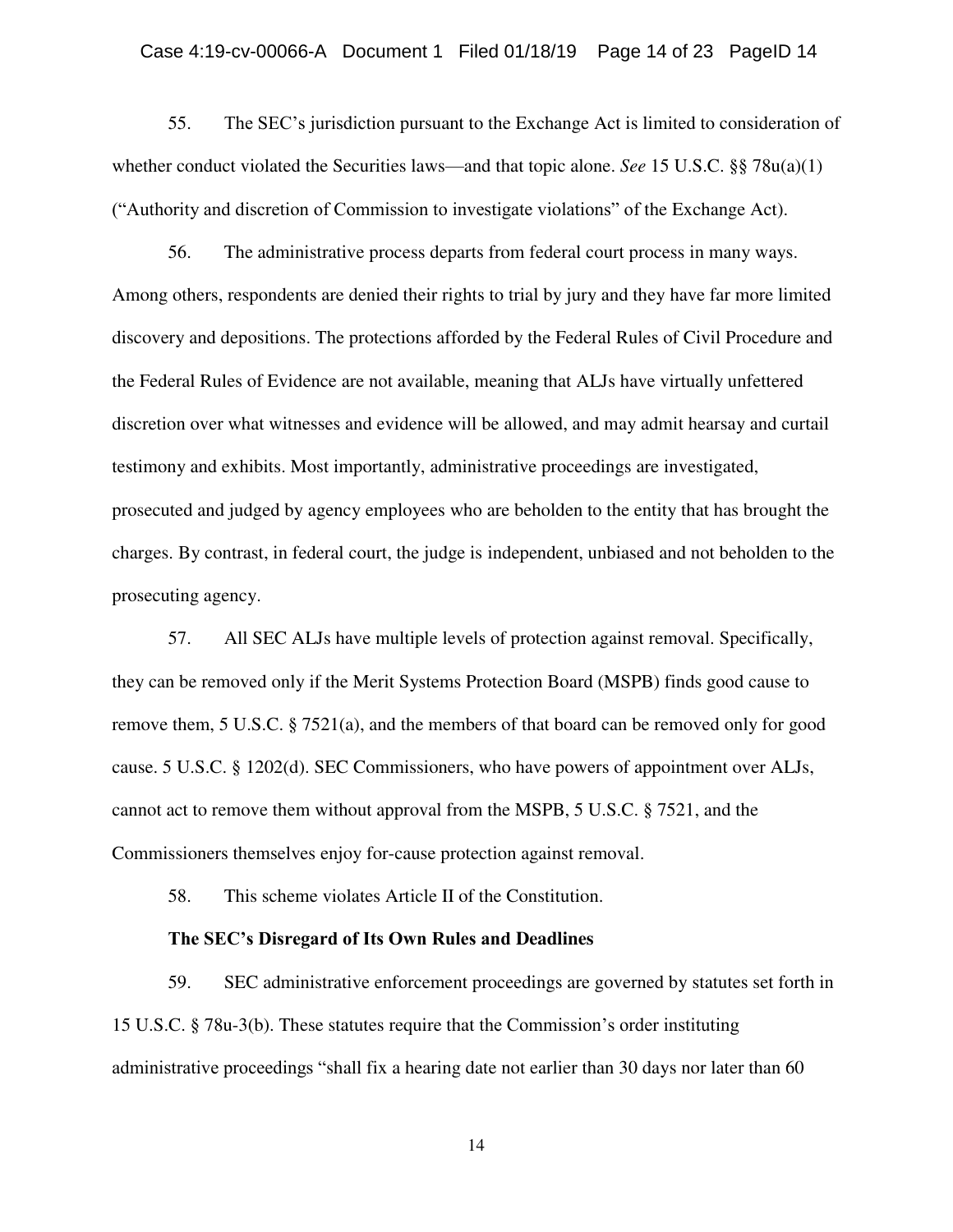55. The SEC's jurisdiction pursuant to the Exchange Act is limited to consideration of whether conduct violated the Securities laws—and that topic alone. *See* 15 U.S.C. §§ 78u(a)(1) ("Authority and discretion of Commission to investigate violations" of the Exchange Act).

56. The administrative process departs from federal court process in many ways. Among others, respondents are denied their rights to trial by jury and they have far more limited discovery and depositions. The protections afforded by the Federal Rules of Civil Procedure and the Federal Rules of Evidence are not available, meaning that ALJs have virtually unfettered discretion over what witnesses and evidence will be allowed, and may admit hearsay and curtail testimony and exhibits. Most importantly, administrative proceedings are investigated, prosecuted and judged by agency employees who are beholden to the entity that has brought the charges. By contrast, in federal court, the judge is independent, unbiased and not beholden to the prosecuting agency.

57. All SEC ALJs have multiple levels of protection against removal. Specifically, they can be removed only if the Merit Systems Protection Board (MSPB) finds good cause to remove them, 5 U.S.C. § 7521(a), and the members of that board can be removed only for good cause. 5 U.S.C. § 1202(d). SEC Commissioners, who have powers of appointment over ALJs, cannot act to remove them without approval from the MSPB, 5 U.S.C. § 7521, and the Commissioners themselves enjoy for-cause protection against removal.

58. This scheme violates Article II of the Constitution.

**The SEC's Disregard of Its Own Rules and Deadlines**

59. SEC administrative enforcement proceedings are governed by statutes set forth in 15 U.S.C. § 78u-3(b). These statutes require that the Commission's order instituting administrative proceedings "shall fix a hearing date not earlier than 30 days nor later than 60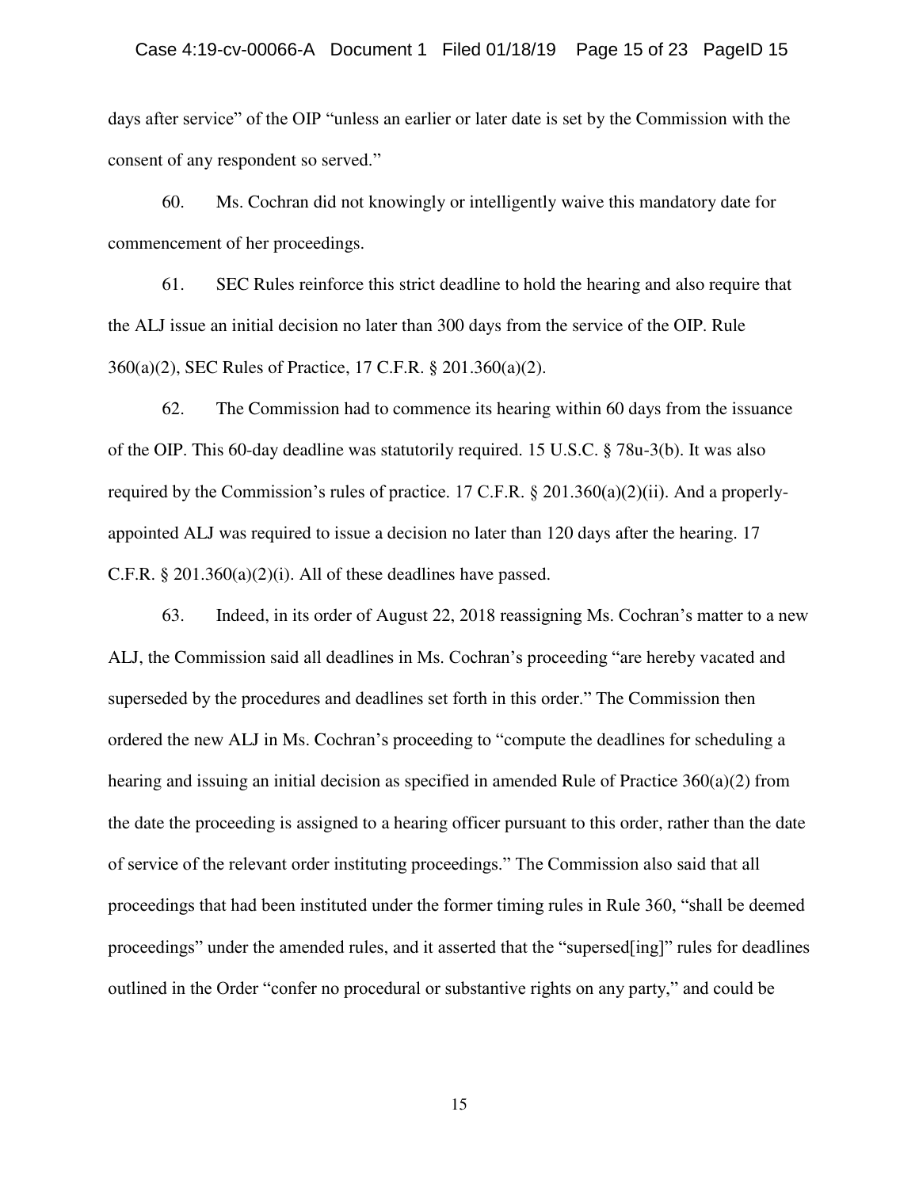days after service" of the OIP "unless an earlier or later date is set by the Commission with the consent of any respondent so served."

60. Ms. Cochran did not knowingly or intelligently waive this mandatory date for commencement of her proceedings.

61. SEC Rules reinforce this strict deadline to hold the hearing and also require that the ALJ issue an initial decision no later than 300 days from the service of the OIP. Rule 360(a)(2), SEC Rules of Practice, 17 C.F.R. § 201.360(a)(2).

62. The Commission had to commence its hearing within 60 days from the issuance of the OIP. This 60-day deadline was statutorily required. 15 U.S.C. § 78u-3(b). It was also required by the Commission's rules of practice. 17 C.F.R. § 201.360(a)(2)(ii). And a properly-appointed ALJ was required to issue a decision no later than 120 days after the hearing. 17 C.F.R. § 201.360(a)(2)(i). All of these deadlines have passed.

63. Indeed, in its order of August 22, 2018 reassigning Ms. Cochran's matter to a new ALJ, the Commission said all deadlines in Ms. Cochran's proceeding "are hereby vacated and superseded by the procedures and deadlines set forth in this order." The Commission then ordered the new ALJ in Ms. Cochran's proceeding to "compute the deadlines for scheduling a hearing and issuing an initial decision as specified in amended Rule of Practice 360(a)(2) from the date the proceeding is assigned to a hearing officer pursuant to this order, rather than the date of service of the relevant order instituting proceedings." The Commission also said that all proceedings that had been instituted under the former timing rules in Rule 360, "shall be deemed proceedings" under the amended rules, and it asserted that the "supersed[ing]" rules for deadlines outlined in the Order "confer no procedural or substantive rights on any party," and could be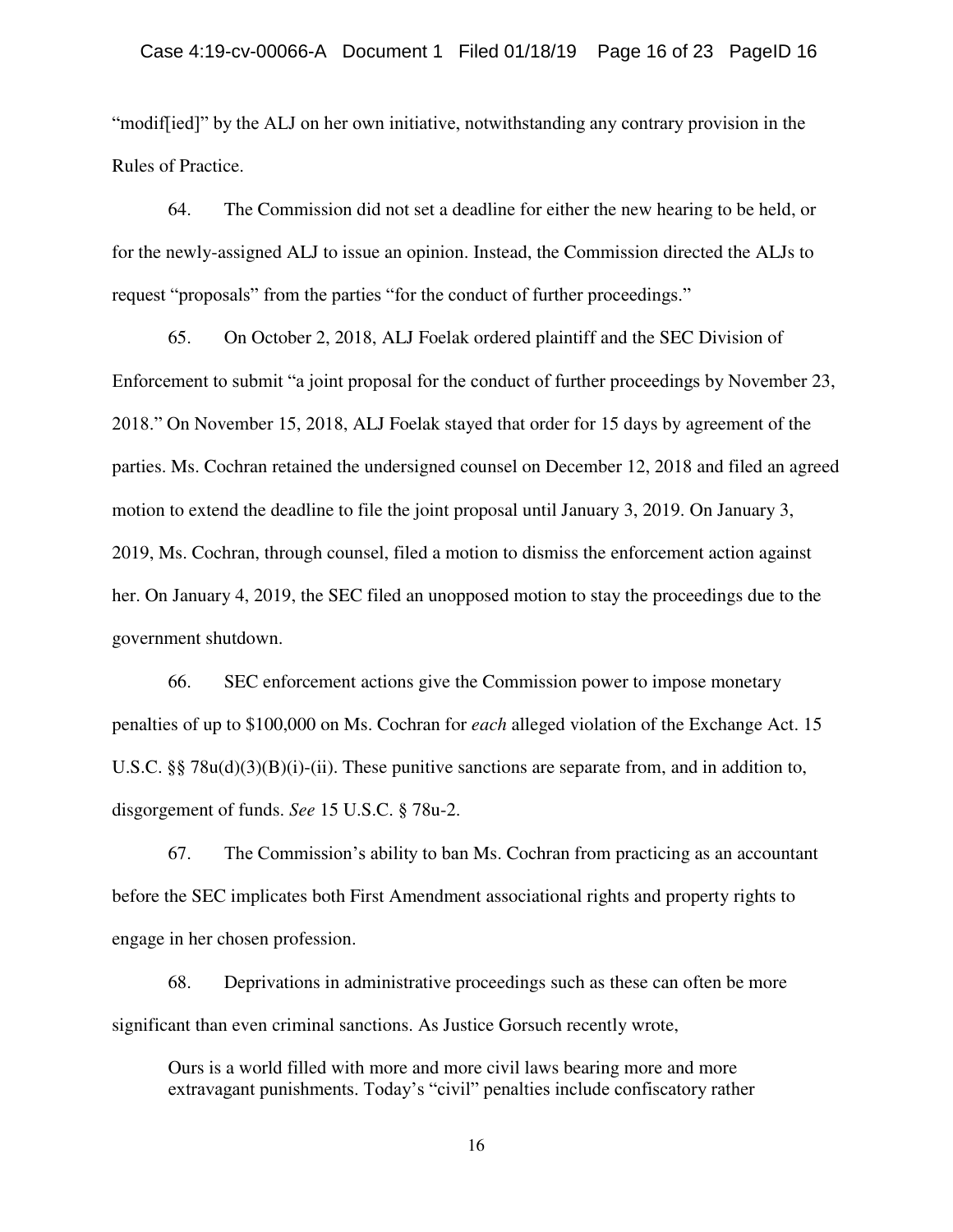"modif[ied]" by the ALJ on her own initiative, notwithstanding any contrary provision in the Rules of Practice.

64. The Commission did not set a deadline for either the new hearing to be held, or for the newly-assigned ALJ to issue an opinion. Instead, the Commission directed the ALJs to request "proposals" from the parties "for the conduct of further proceedings."

65. On October 2, 2018, ALJ Foelak ordered plaintiff and the SEC Division of Enforcement to submit "a joint proposal for the conduct of further proceedings by November 23, 2018." On November 15, 2018, ALJ Foelak stayed that order for 15 days by agreement of the parties. Ms. Cochran retained the undersigned counsel on December 12, 2018 and filed an agreed motion to extend the deadline to file the joint proposal until January 3, 2019. On January 3, 2019, Ms. Cochran, through counsel, filed a motion to dismiss the enforcement action against her. On January 4, 2019, the SEC filed an unopposed motion to stay the proceedings due to the government shutdown.

66. SEC enforcement actions give the Commission power to impose monetary penalties of up to $100,000 on Ms. Cochran for *each* alleged violation of the Exchange Act. 15 U.S.C. §§ 78u(d)(3)(B)(i)-(ii). These punitive sanctions are separate from, and in addition to, disgorgement of funds. *See* 15 U.S.C. § 78u-2.

67. The Commission's ability to ban Ms. Cochran from practicing as an accountant before the SEC implicates both First Amendment associational rights and property rights to engage in her chosen profession.

68. Deprivations in administrative proceedings such as these can often be more significant than even criminal sanctions. As Justice Gorsuch recently wrote,

> Ours is a world filled with more and more civil laws bearing more and more extravagant punishments. Today's "civil" penalties include confiscatory rather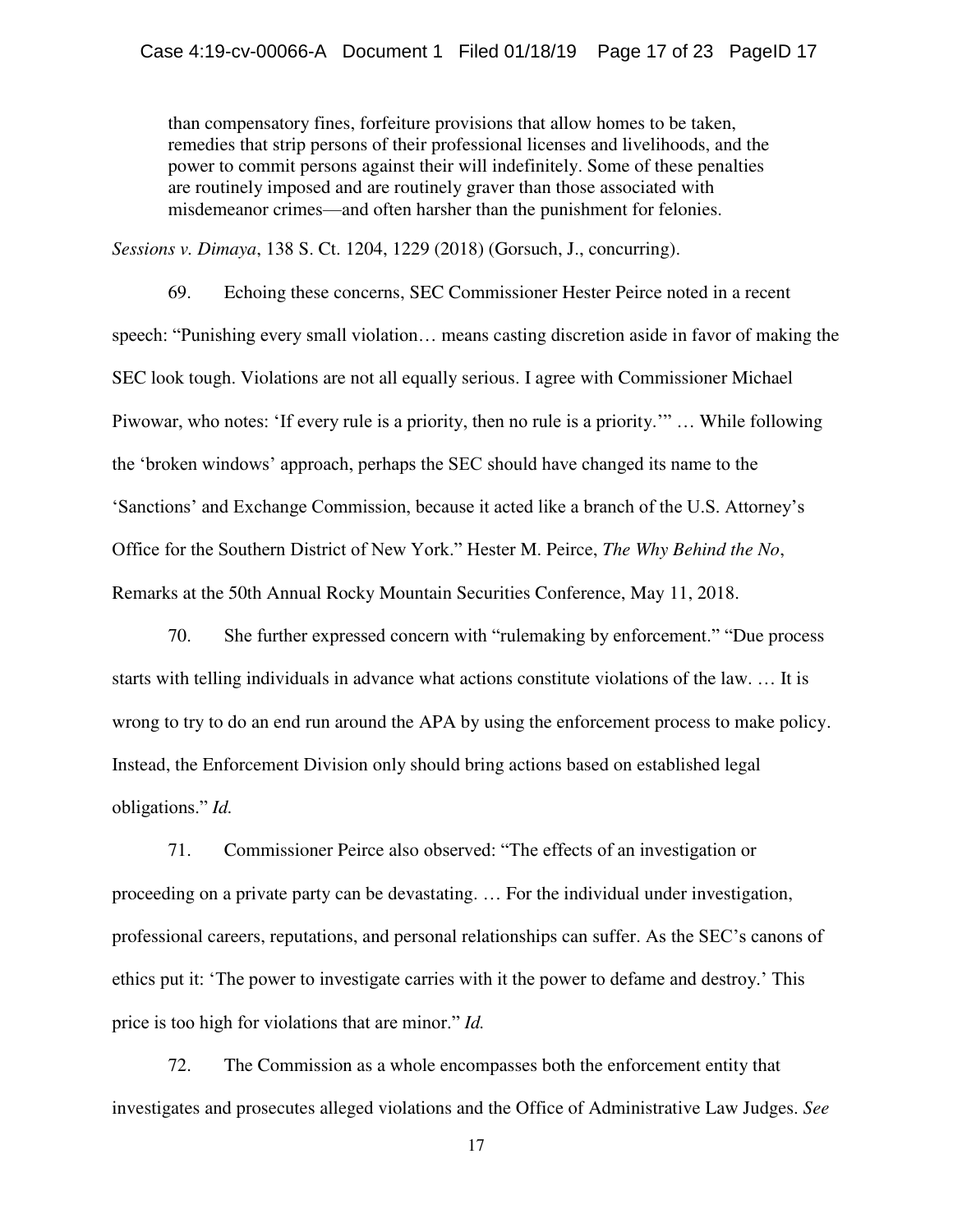> than compensatory fines, forfeiture provisions that allow homes to be taken, remedies that strip persons of their professional licenses and livelihoods, and the power to commit persons against their will indefinitely. Some of these penalties are routinely imposed and are routinely graver than those associated with misdemeanor crimes—and often harsher than the punishment for felonies.

*Sessions v. Dimaya*, 138 S. Ct. 1204, 1229 (2018) (Gorsuch, J., concurring).

69. Echoing these concerns, SEC Commissioner Hester Peirce noted in a recent speech: "Punishing every small violation… means casting discretion aside in favor of making the SEC look tough. Violations are not all equally serious. I agree with Commissioner Michael Piwowar, who notes: 'If every rule is a priority, then no rule is a priority.'" … While following the 'broken windows' approach, perhaps the SEC should have changed its name to the 'Sanctions' and Exchange Commission, because it acted like a branch of the U.S. Attorney's Office for the Southern District of New York." Hester M. Peirce, *The Why Behind the No*, Remarks at the 50th Annual Rocky Mountain Securities Conference, May 11, 2018.

70. She further expressed concern with "rulemaking by enforcement." "Due process starts with telling individuals in advance what actions constitute violations of the law. … It is wrong to try to do an end run around the APA by using the enforcement process to make policy. Instead, the Enforcement Division only should bring actions based on established legal obligations." *Id.*

71. Commissioner Peirce also observed: "The effects of an investigation or proceeding on a private party can be devastating. … For the individual under investigation, professional careers, reputations, and personal relationships can suffer. As the SEC's canons of ethics put it: 'The power to investigate carries with it the power to defame and destroy.' This price is too high for violations that are minor." *Id.*

72. The Commission as a whole encompasses both the enforcement entity that investigates and prosecutes alleged violations and the Office of Administrative Law Judges. *See*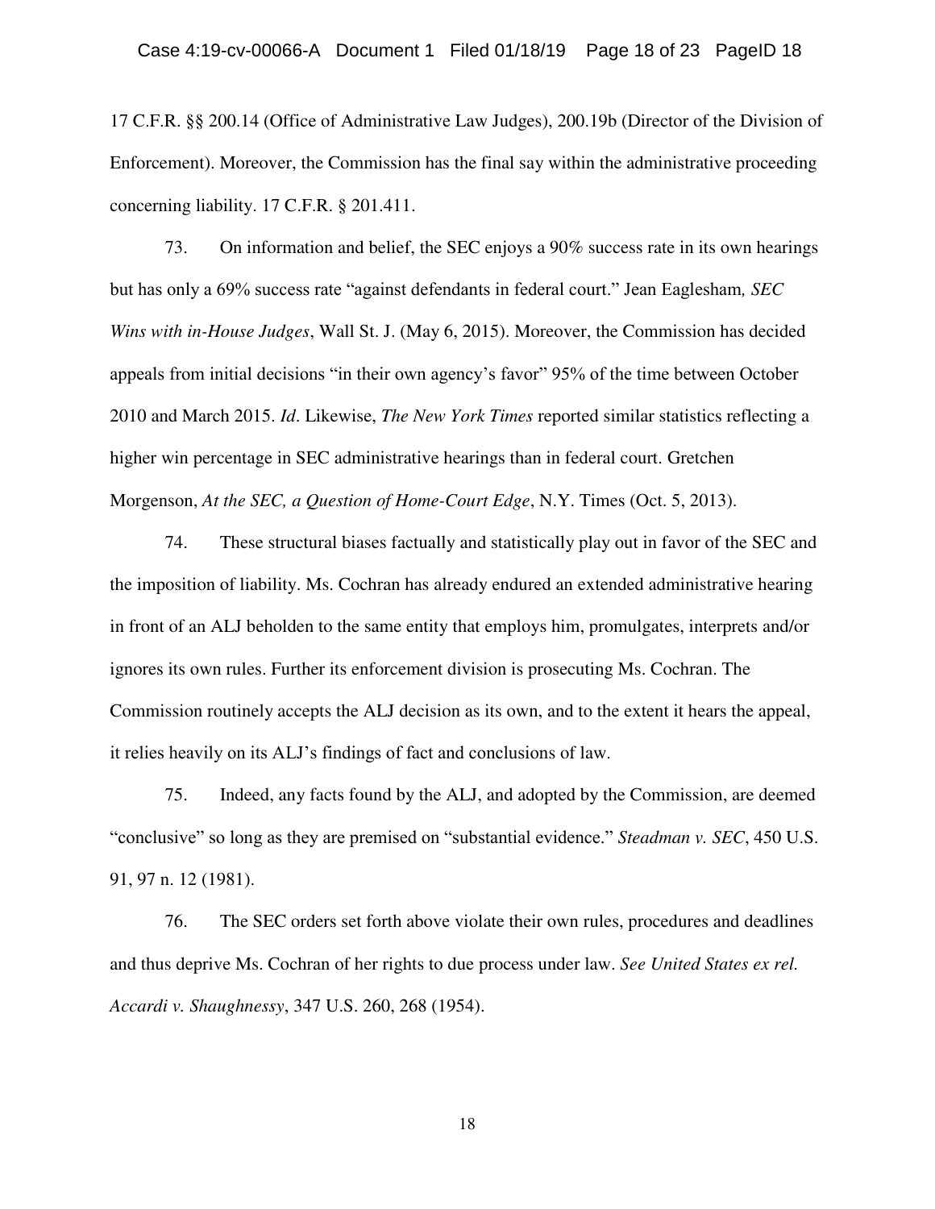17 C.F.R. §§ 200.14 (Office of Administrative Law Judges), 200.19b (Director of the Division of Enforcement). Moreover, the Commission has the final say within the administrative proceeding concerning liability. 17 C.F.R. § 201.411.

73. On information and belief, the SEC enjoys a 90% success rate in its own hearings but has only a 69% success rate "against defendants in federal court." Jean Eaglesham*, SEC Wins with in-House Judges*, Wall St. J. (May 6, 2015). Moreover, the Commission has decided appeals from initial decisions "in their own agency's favor" 95% of the time between October 2010 and March 2015. *Id*. Likewise, *The New York Times* reported similar statistics reflecting a higher win percentage in SEC administrative hearings than in federal court. Gretchen Morgenson, *At the SEC, a Question of Home-Court Edge*, N.Y. Times (Oct. 5, 2013).

74. These structural biases factually and statistically play out in favor of the SEC and the imposition of liability. Ms. Cochran has already endured an extended administrative hearing in front of an ALJ beholden to the same entity that employs him, promulgates, interprets and/or ignores its own rules. Further its enforcement division is prosecuting Ms. Cochran. The Commission routinely accepts the ALJ decision as its own, and to the extent it hears the appeal, it relies heavily on its ALJ's findings of fact and conclusions of law.

75. Indeed, any facts found by the ALJ, and adopted by the Commission, are deemed "conclusive" so long as they are premised on "substantial evidence." *Steadman v. SEC*, 450 U.S. 91, 97 n. 12 (1981).

76. The SEC orders set forth above violate their own rules, procedures and deadlines and thus deprive Ms. Cochran of her rights to due process under law. *See United States ex rel. Accardi v. Shaughnessy*, 347 U.S. 260, 268 (1954).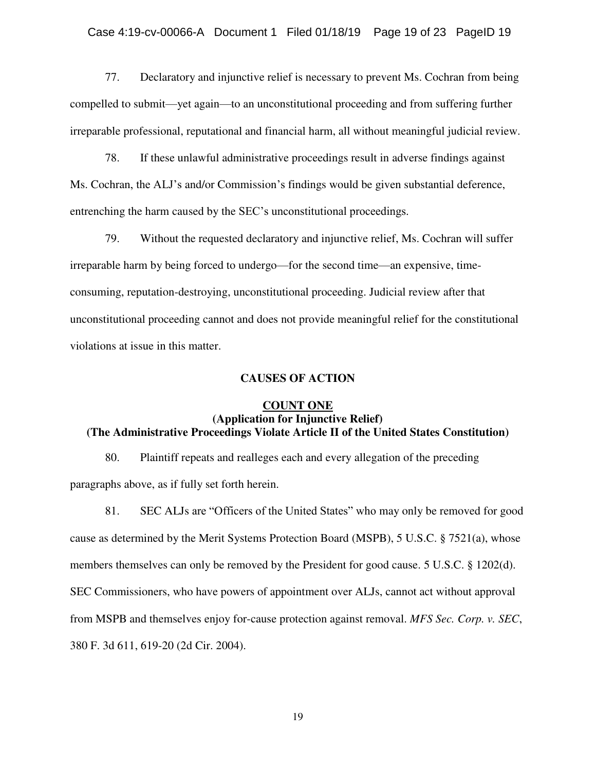77. Declaratory and injunctive relief is necessary to prevent Ms. Cochran from being compelled to submit—yet again—to an unconstitutional proceeding and from suffering further irreparable professional, reputational and financial harm, all without meaningful judicial review.

78. If these unlawful administrative proceedings result in adverse findings against Ms. Cochran, the ALJ's and/or Commission's findings would be given substantial deference, entrenching the harm caused by the SEC's unconstitutional proceedings.

79. Without the requested declaratory and injunctive relief, Ms. Cochran will suffer irreparable harm by being forced to undergo—for the second time—an expensive, time-consuming, reputation-destroying, unconstitutional proceeding. Judicial review after that unconstitutional proceeding cannot and does not provide meaningful relief for the constitutional violations at issue in this matter.

## CAUSES OF ACTION

### COUNT ONE

**(Application for Injunctive Relief)**
**(The Administrative Proceedings Violate Article II of the United States Constitution)**

80. Plaintiff repeats and realleges each and every allegation of the preceding paragraphs above, as if fully set forth herein.

81. SEC ALJs are "Officers of the United States" who may only be removed for good cause as determined by the Merit Systems Protection Board (MSPB), 5 U.S.C. § 7521(a), whose members themselves can only be removed by the President for good cause. 5 U.S.C. § 1202(d). SEC Commissioners, who have powers of appointment over ALJs, cannot act without approval from MSPB and themselves enjoy for-cause protection against removal. *MFS Sec. Corp. v. SEC*, 380 F. 3d 611, 619-20 (2d Cir. 2004).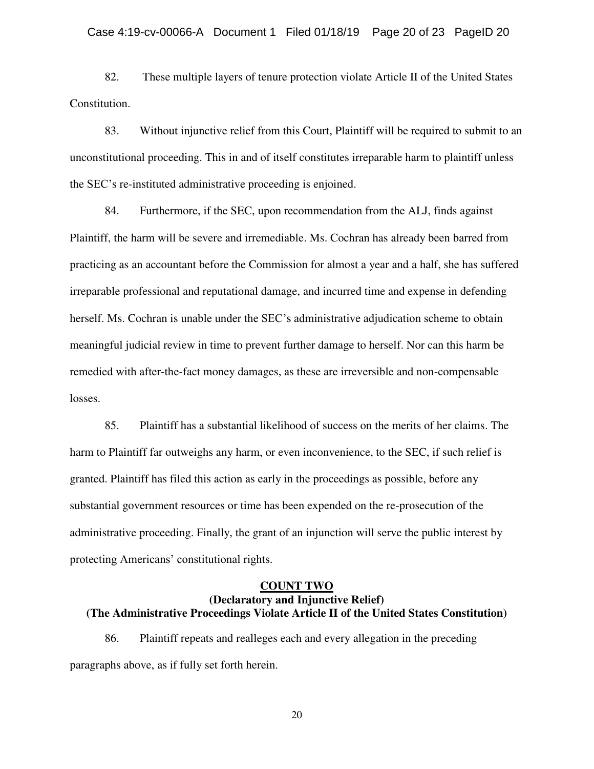82. These multiple layers of tenure protection violate Article II of the United States Constitution.

83. Without injunctive relief from this Court, Plaintiff will be required to submit to an unconstitutional proceeding. This in and of itself constitutes irreparable harm to plaintiff unless the SEC's re-instituted administrative proceeding is enjoined.

84. Furthermore, if the SEC, upon recommendation from the ALJ, finds against Plaintiff, the harm will be severe and irremediable. Ms. Cochran has already been barred from practicing as an accountant before the Commission for almost a year and a half, she has suffered irreparable professional and reputational damage, and incurred time and expense in defending herself. Ms. Cochran is unable under the SEC's administrative adjudication scheme to obtain meaningful judicial review in time to prevent further damage to herself. Nor can this harm be remedied with after-the-fact money damages, as these are irreversible and non-compensable losses.

85. Plaintiff has a substantial likelihood of success on the merits of her claims. The harm to Plaintiff far outweighs any harm, or even inconvenience, to the SEC, if such relief is granted. Plaintiff has filed this action as early in the proceedings as possible, before any substantial government resources or time has been expended on the re-prosecution of the administrative proceeding. Finally, the grant of an injunction will serve the public interest by protecting Americans' constitutional rights.

## COUNT TWO

**(Declaratory and Injunctive Relief)**

**(The Administrative Proceedings Violate Article II of the United States Constitution)**

86. Plaintiff repeats and realleges each and every allegation in the preceding paragraphs above, as if fully set forth herein.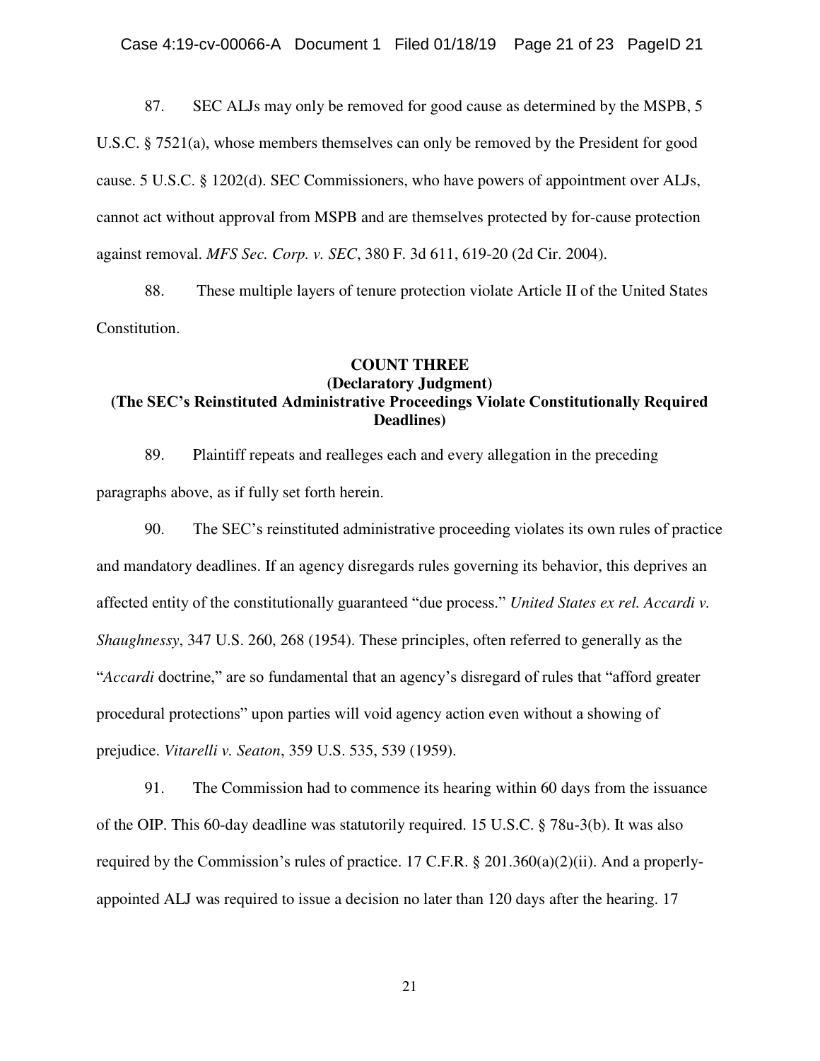87. SEC ALJs may only be removed for good cause as determined by the MSPB, 5 U.S.C. § 7521(a), whose members themselves can only be removed by the President for good cause. 5 U.S.C. § 1202(d). SEC Commissioners, who have powers of appointment over ALJs, cannot act without approval from MSPB and are themselves protected by for-cause protection against removal. *MFS Sec. Corp. v. SEC*, 380 F. 3d 611, 619-20 (2d Cir. 2004).

88. These multiple layers of tenure protection violate Article II of the United States Constitution.

**COUNT THREE**
**(Declaratory Judgment)**
**(The SEC's Reinstituted Administrative Proceedings Violate Constitutionally Required Deadlines)**

89. Plaintiff repeats and realleges each and every allegation in the preceding paragraphs above, as if fully set forth herein.

90. The SEC's reinstituted administrative proceeding violates its own rules of practice and mandatory deadlines. If an agency disregards rules governing its behavior, this deprives an affected entity of the constitutionally guaranteed "due process." *United States ex rel. Accardi v. Shaughnessy*, 347 U.S. 260, 268 (1954). These principles, often referred to generally as the "*Accardi* doctrine," are so fundamental that an agency's disregard of rules that "afford greater procedural protections" upon parties will void agency action even without a showing of prejudice. *Vitarelli v. Seaton*, 359 U.S. 535, 539 (1959).

91. The Commission had to commence its hearing within 60 days from the issuance of the OIP. This 60-day deadline was statutorily required. 15 U.S.C. § 78u-3(b). It was also required by the Commission's rules of practice. 17 C.F.R. § 201.360(a)(2)(ii). And a properly-appointed ALJ was required to issue a decision no later than 120 days after the hearing. 17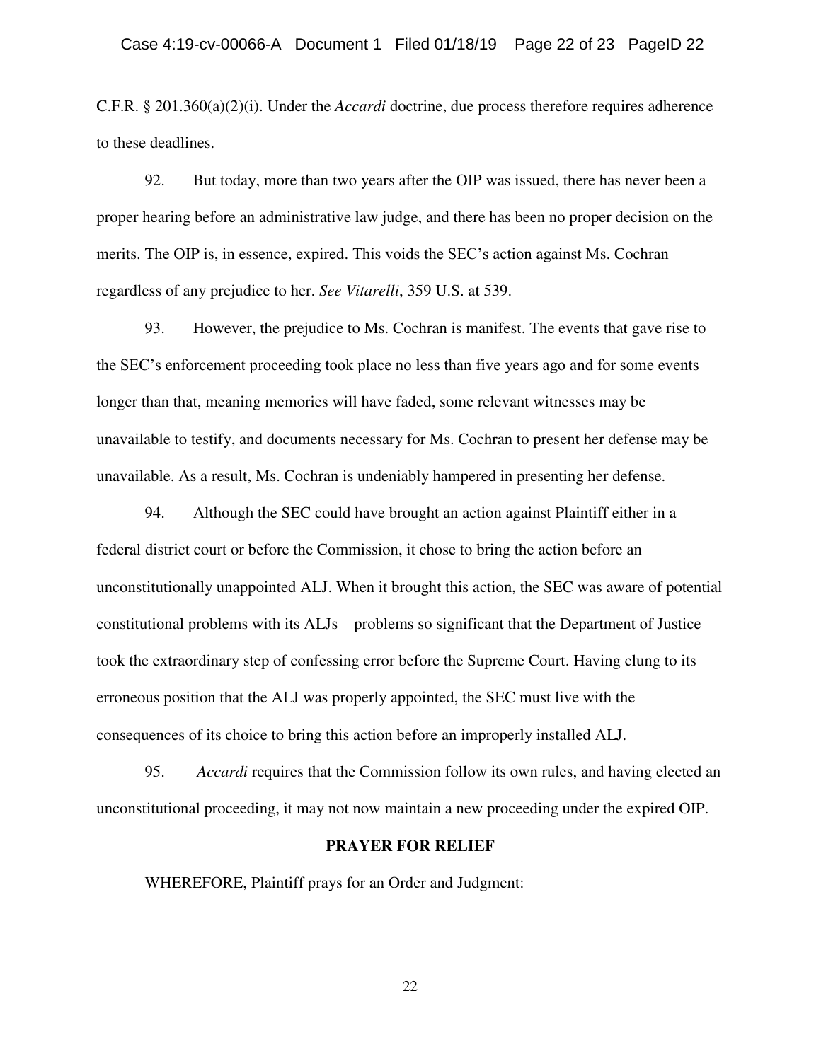C.F.R. § 201.360(a)(2)(i). Under the *Accardi* doctrine, due process therefore requires adherence to these deadlines.

92. But today, more than two years after the OIP was issued, there has never been a proper hearing before an administrative law judge, and there has been no proper decision on the merits. The OIP is, in essence, expired. This voids the SEC's action against Ms. Cochran regardless of any prejudice to her. *See Vitarelli*, 359 U.S. at 539.

93. However, the prejudice to Ms. Cochran is manifest. The events that gave rise to the SEC's enforcement proceeding took place no less than five years ago and for some events longer than that, meaning memories will have faded, some relevant witnesses may be unavailable to testify, and documents necessary for Ms. Cochran to present her defense may be unavailable. As a result, Ms. Cochran is undeniably hampered in presenting her defense.

94. Although the SEC could have brought an action against Plaintiff either in a federal district court or before the Commission, it chose to bring the action before an unconstitutionally unappointed ALJ. When it brought this action, the SEC was aware of potential constitutional problems with its ALJs—problems so significant that the Department of Justice took the extraordinary step of confessing error before the Supreme Court. Having clung to its erroneous position that the ALJ was properly appointed, the SEC must live with the consequences of its choice to bring this action before an improperly installed ALJ.

95. *Accardi* requires that the Commission follow its own rules, and having elected an unconstitutional proceeding, it may not now maintain a new proceeding under the expired OIP.

## PRAYER FOR RELIEF

WHEREFORE, Plaintiff prays for an Order and Judgment: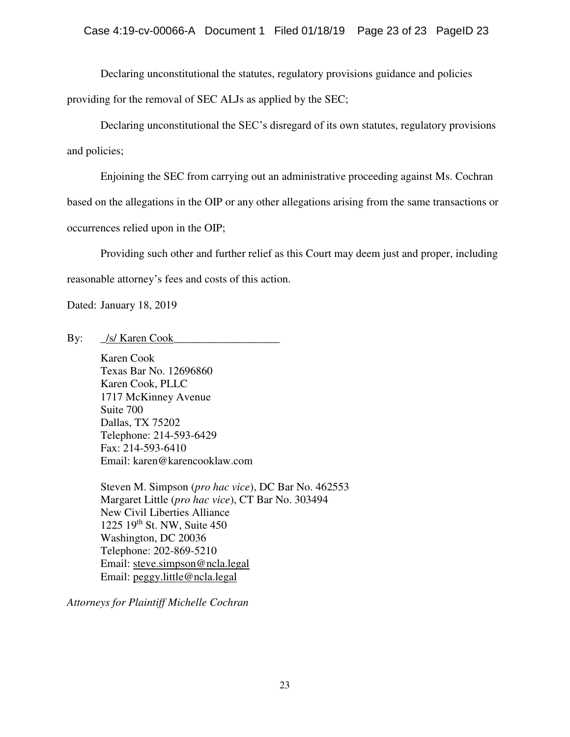Declaring unconstitutional the statutes, regulatory provisions guidance and policies providing for the removal of SEC ALJs as applied by the SEC;

Declaring unconstitutional the SEC's disregard of its own statutes, regulatory provisions and policies;

Enjoining the SEC from carrying out an administrative proceeding against Ms. Cochran based on the allegations in the OIP or any other allegations arising from the same transactions or occurrences relied upon in the OIP;

Providing such other and further relief as this Court may deem just and proper, including reasonable attorney's fees and costs of this action.

Dated: January 18, 2019

By: _/s/ Karen Cook___________________

Karen Cook
Texas Bar No. 12696860
Karen Cook, PLLC
1717 McKinney Avenue
Suite 700
Dallas, TX 75202
Telephone: 214-593-6429
Fax: 214-593-6410
Email: karen@karencooklaw.com

Steven M. Simpson (*pro hac vice*), DC Bar No. 462553
Margaret Little (*pro hac vice*), CT Bar No. 303494
New Civil Liberties Alliance
1225 19th St. NW, Suite 450
Washington, DC 20036
Telephone: 202-869-5210
Email: steve.simpson@ncla.legal
Email: peggy.little@ncla.legal

*Attorneys for Plaintiff Michelle Cochran*